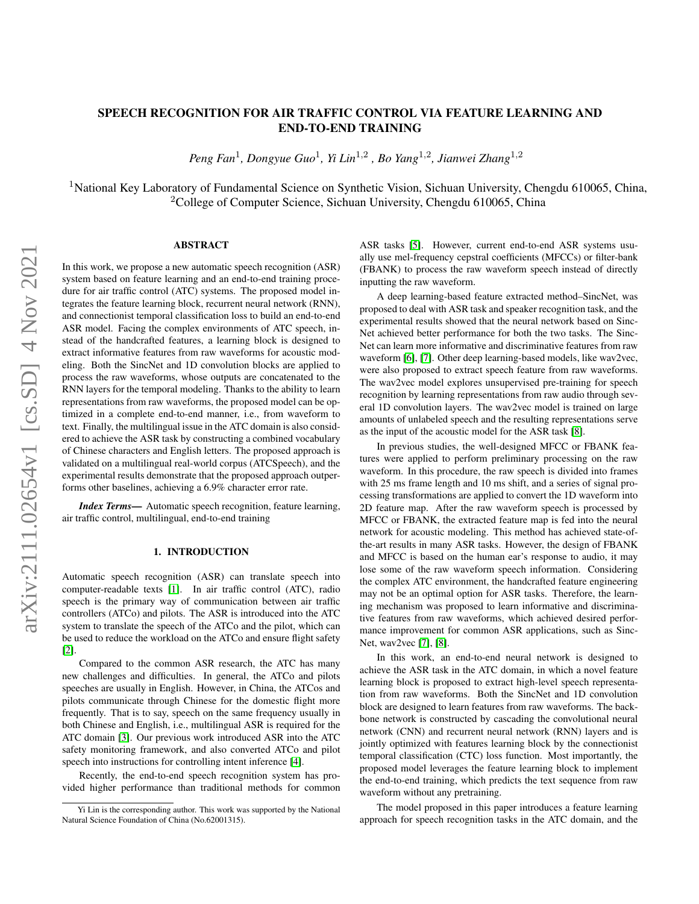# SPEECH RECOGNITION FOR AIR TRAFFIC CONTROL VIA FEATURE LEARNING AND END-TO-END TRAINING

*Peng Fan*[1], *Dongyue Guo*[1], *Yi Lin*[1,2], *Bo Yang*[1,2], *Jianwei Zhang*[1,2]

[1]National Key Laboratory of Fundamental Science on Synthetic Vision, Sichuan University, Chengdu 610065, China,
[2]College of Computer Science, Sichuan University, Chengdu 610065, China

## ABSTRACT

In this work, we propose a new automatic speech recognition (ASR) system based on feature learning and an end-to-end training procedure for air traffic control (ATC) systems. The proposed model integrates the feature learning block, recurrent neural network (RNN), and connectionist temporal classification loss to build an end-to-end ASR model. Facing the complex environments of ATC speech, instead of the handcrafted features, a learning block is designed to extract informative features from raw waveforms for acoustic modeling. Both the SincNet and 1D convolution blocks are applied to process the raw waveforms, whose outputs are concatenated to the RNN layers for the temporal modeling. Thanks to the ability to learn representations from raw waveforms, the proposed model can be optimized in a complete end-to-end manner, i.e., from waveform to text. Finally, the multilingual issue in the ATC domain is also considered to achieve the ASR task by constructing a combined vocabulary of Chinese characters and English letters. The proposed approach is validated on a multilingual real-world corpus (ATCSpeech), and the experimental results demonstrate that the proposed approach outperforms other baselines, achieving a 6.9% character error rate.

***Index Terms*—** Automatic speech recognition, feature learning, air traffic control, multilingual, end-to-end training

## 1. INTRODUCTION

Automatic speech recognition (ASR) can translate speech into computer-readable texts [1]. In air traffic control (ATC), radio speech is the primary way of communication between air traffic controllers (ATCo) and pilots. The ASR is introduced into the ATC system to translate the speech of the ATCo and the pilot, which can be used to reduce the workload on the ATCo and ensure flight safety [2].

Compared to the common ASR research, the ATC has many new challenges and difficulties. In general, the ATCo and pilots speeches are usually in English. However, in China, the ATCos and pilots communicate through Chinese for the domestic flight more frequently. That is to say, speech on the same frequency usually in both Chinese and English, i.e., multilingual ASR is required for the ATC domain [3]. Our previous work introduced ASR into the ATC safety monitoring framework, and also converted ATCo and pilot speech into instructions for controlling intent inference [4].

Recently, the end-to-end speech recognition system has provided higher performance than traditional methods for common ASR tasks [5]. However, current end-to-end ASR systems usually use mel-frequency cepstral coefficients (MFCCs) or filter-bank (FBANK) to process the raw waveform speech instead of directly inputting the raw waveform.

A deep learning-based feature extracted method–SincNet, was proposed to deal with ASR task and speaker recognition task, and the experimental results showed that the neural network based on SincNet achieved better performance for both the two tasks. The SincNet can learn more informative and discriminative features from raw waveform [6], [7]. Other deep learning-based models, like wav2vec, were also proposed to extract speech feature from raw waveforms. The wav2vec model explores unsupervised pre-training for speech recognition by learning representations from raw audio through several 1D convolution layers. The wav2vec model is trained on large amounts of unlabeled speech and the resulting representations serve as the input of the acoustic model for the ASR task [8].

In previous studies, the well-designed MFCC or FBANK features were applied to perform preliminary processing on the raw waveform. In this procedure, the raw speech is divided into frames with 25 ms frame length and 10 ms shift, and a series of signal processing transformations are applied to convert the 1D waveform into 2D feature map. After the raw waveform speech is processed by MFCC or FBANK, the extracted feature map is fed into the neural network for acoustic modeling. This method has achieved state-of-the-art results in many ASR tasks. However, the design of FBANK and MFCC is based on the human ear's response to audio, it may lose some of the raw waveform speech information. Considering the complex ATC environment, the handcrafted feature engineering may not be an optimal option for ASR tasks. Therefore, the learning mechanism was proposed to learn informative and discriminative features from raw waveforms, which achieved desired performance improvement for common ASR applications, such as SincNet, wav2vec [7], [8].

In this work, an end-to-end neural network is designed to achieve the ASR task in the ATC domain, in which a novel feature learning block is proposed to extract high-level speech representation from raw waveforms. Both the SincNet and 1D convolution block are designed to learn features from raw waveforms. The backbone network is constructed by cascading the convolutional neural network (CNN) and recurrent neural network (RNN) layers and is jointly optimized with features learning block by the connectionist temporal classification (CTC) loss function. Most importantly, the proposed model leverages the feature learning block to implement the end-to-end training, which predicts the text sequence from raw waveform without any pretraining.

The model proposed in this paper introduces a feature learning approach for speech recognition tasks in the ATC domain, and the

Yi Lin is the corresponding author. This work was supported by the National Natural Science Foundation of China (No.62001315).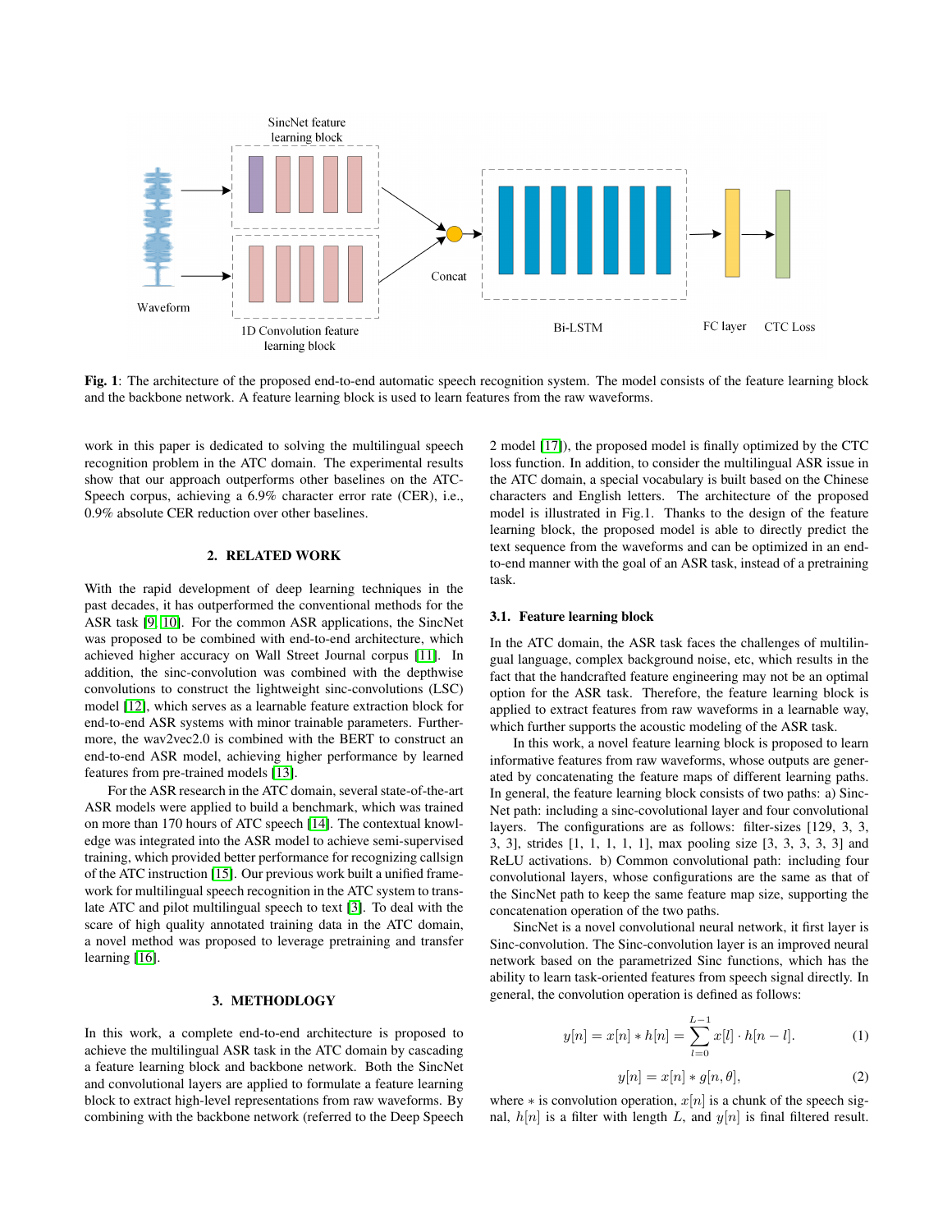**Fig. 1**: The architecture of the proposed end-to-end automatic speech recognition system. The model consists of the feature learning block and the backbone network. A feature learning block is used to learn features from the raw waveforms.

work in this paper is dedicated to solving the multilingual speech recognition problem in the ATC domain. The experimental results show that our approach outperforms other baselines on the ATC-Speech corpus, achieving a 6.9% character error rate (CER), i.e., 0.9% absolute CER reduction over other baselines.

## 2. RELATED WORK

With the rapid development of deep learning techniques in the past decades, it has outperformed the conventional methods for the ASR task [9, 10]. For the common ASR applications, the SincNet was proposed to be combined with end-to-end architecture, which achieved higher accuracy on Wall Street Journal corpus [11]. In addition, the sinc-convolution was combined with the depthwise convolutions to construct the lightweight sinc-convolutions (LSC) model [12], which serves as a learnable feature extraction block for end-to-end ASR systems with minor trainable parameters. Furthermore, the wav2vec2.0 is combined with the BERT to construct an end-to-end ASR model, achieving higher performance by learned features from pre-trained models [13].

For the ASR research in the ATC domain, several state-of-the-art ASR models were applied to build a benchmark, which was trained on more than 170 hours of ATC speech [14]. The contextual knowledge was integrated into the ASR model to achieve semi-supervised training, which provided better performance for recognizing callsign of the ATC instruction [15]. Our previous work built a unified framework for multilingual speech recognition in the ATC system to translate ATC and pilot multilingual speech to text [3]. To deal with the scare of high quality annotated training data in the ATC domain, a novel method was proposed to leverage pretraining and transfer learning [16].

## 3. METHODOLOGY

In this work, a complete end-to-end architecture is proposed to achieve the multilingual ASR task in the ATC domain by cascading a feature learning block and backbone network. Both the SincNet and convolutional layers are applied to formulate a feature learning block to extract high-level representations from raw waveforms. By combining with the backbone network (referred to the Deep Speech 2 model [17]), the proposed model is finally optimized by the CTC loss function. In addition, to consider the multilingual ASR issue in the ATC domain, a special vocabulary is built based on the Chinese characters and English letters. The architecture of the proposed model is illustrated in Fig.1. Thanks to the design of the feature learning block, the proposed model is able to directly predict the text sequence from the waveforms and can be optimized in an end-to-end manner with the goal of an ASR task, instead of a pretraining task.

### 3.1. Feature learning block

In the ATC domain, the ASR task faces the challenges of multilingual language, complex background noise, etc, which results in the fact that the handcrafted feature engineering may not be an optimal option for the ASR task. Therefore, the feature learning block is applied to extract features from raw waveforms in a learnable way, which further supports the acoustic modeling of the ASR task.

In this work, a novel feature learning block is proposed to learn informative features from raw waveforms, whose outputs are generated by concatenating the feature maps of different learning paths. In general, the feature learning block consists of two paths: a) SincNet path: including a sinc-covolutional layer and four convolutional layers. The configurations are as follows: filter-sizes [129, 3, 3, 3, 3], strides [1, 1, 1, 1, 1], max pooling size [3, 3, 3, 3, 3] and ReLU activations. b) Common convolutional path: including four convolutional layers, whose configurations are the same as that of the SincNet path to keep the same feature map size, supporting the concatenation operation of the two paths.

SincNet is a novel convolutional neural network, it first layer is Sinc-convolution. The Sinc-convolution layer is an improved neural network based on the parametrized Sinc functions, which has the ability to learn task-oriented features from speech signal directly. In general, the convolution operation is defined as follows:

$$y[n] = x[n] * h[n] = \sum_{l=0}^{L-1} x[l] \cdot h[n-l]. \tag{1}$$

$$y[n] = x[n] * g[n, \theta], \tag{2}$$

where $*$ is convolution operation, $x[n]$ is a chunk of the speech signal, $h[n]$ is a filter with length $L$, and $y[n]$ is final filtered result.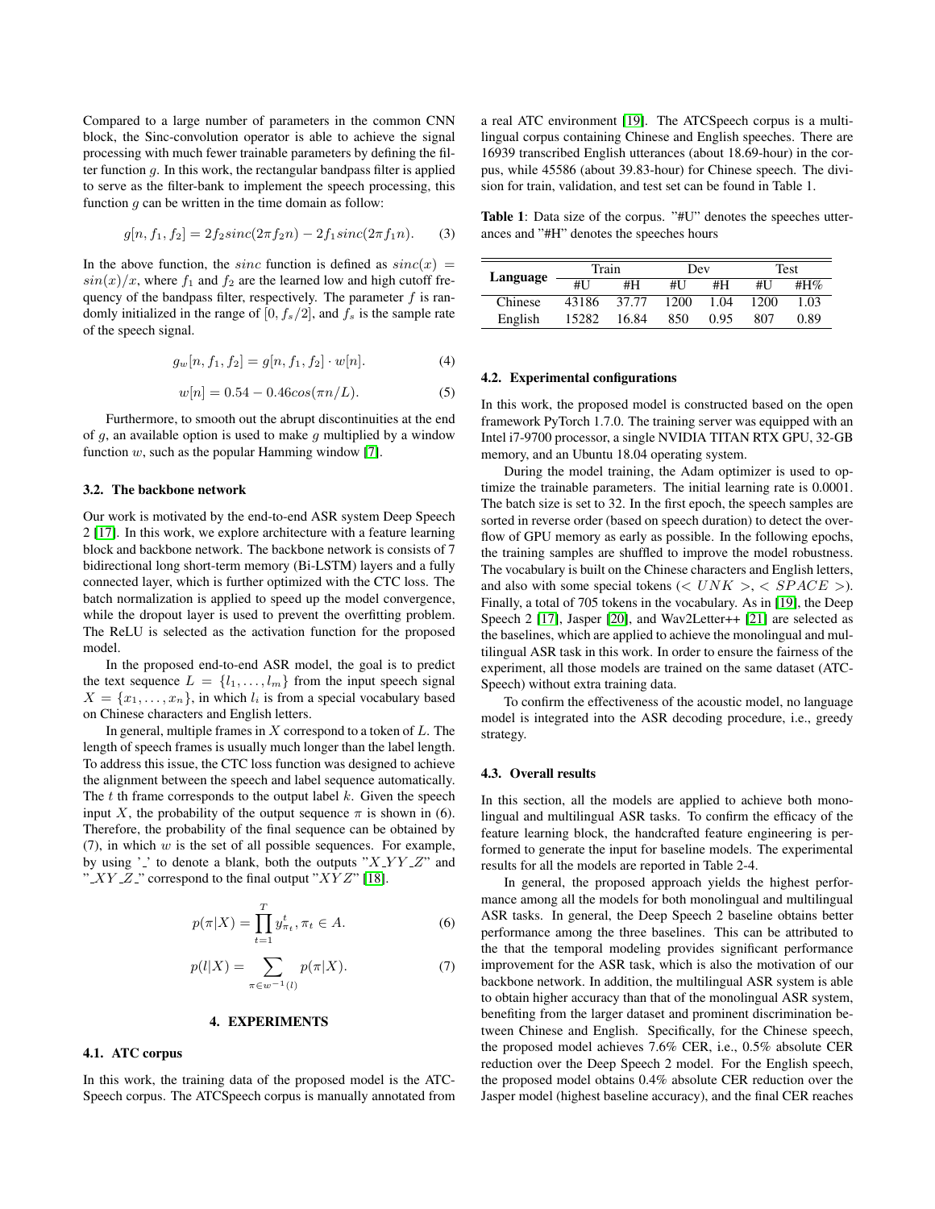Compared to a large number of parameters in the common CNN block, the Sinc-convolution operator is able to achieve the signal processing with much fewer trainable parameters by defining the filter function $g$. In this work, the rectangular bandpass filter is applied to serve as the filter-bank to implement the speech processing, this function $g$ can be written in the time domain as follow:

$$g[n, f_1, f_2] = 2f_2 sinc(2\pi f_2 n) - 2f_1 sinc(2\pi f_1 n). \quad (3)$$

In the above function, the $sinc$ function is defined as $sinc(x) = sin(x)/x$, where $f_1$ and $f_2$ are the learned low and high cutoff frequency of the bandpass filter, respectively. The parameter $f$ is randomly initialized in the range of $[0, f_s/2]$, and $f_s$ is the sample rate of the speech signal.

$$g_w[n, f_1, f_2] = g[n, f_1, f_2] \cdot w[n]. \quad (4)$$

$$w[n] = 0.54 - 0.46cos(\pi n/L). \quad (5)$$

Furthermore, to smooth out the abrupt discontinuities at the end of $g$, an available option is used to make $g$ multiplied by a window function $w$, such as the popular Hamming window [7].

### 3.2. The backbone network

Our work is motivated by the end-to-end ASR system Deep Speech 2 [17]. In this work, we explore architecture with a feature learning block and backbone network. The backbone network is consists of 7 bidirectional long short-term memory (Bi-LSTM) layers and a fully connected layer, which is further optimized with the CTC loss. The batch normalization is applied to speed up the model convergence, while the dropout layer is used to prevent the overfitting problem. The ReLU is selected as the activation function for the proposed model.

In the proposed end-to-end ASR model, the goal is to predict the text sequence $L = \{l_1, \ldots, l_m\}$ from the input speech signal $X = \{x_1, \ldots, x_n\}$, in which $l_i$ is from a special vocabulary based on Chinese characters and English letters.

In general, multiple frames in $X$ correspond to a token of $L$. The length of speech frames is usually much longer than the label length. To address this issue, the CTC loss function was designed to achieve the alignment between the speech and output label sequence automatically. The $t$ th frame corresponds to the output label $k$. Given the speech input $X$, the probability of the output sequence $\pi$ is shown in (6). Therefore, the probability of the final sequence can be obtained by (7), in which $w$ is the set of all possible sequences. For example, by using '_' to denote a blank, both the outputs "$X\_YY\_Z$" and "$\_XY\_Z\_$" correspond to the final output "$XYZ$" [18].

$$p(\pi|X) = \prod_{t=1}^{T} y_{\pi_t}^t, \pi_t \in A. \quad (6)$$

$$p(l|X) = \sum_{\pi \in w^{-1}(l)} p(\pi|X). \quad (7)$$

## 4. EXPERIMENTS

### 4.1. ATC corpus

In this work, the training data of the proposed model is the ATCSpeech corpus. The ATCSpeech corpus is manually annotated from a real ATC environment [19]. The ATCSpeech corpus is a multilingual corpus containing Chinese and English speeches. There are 16939 transcribed English utterances (about 18.69-hour) in the corpus, while 45586 (about 39.83-hour) for Chinese speech. The division for train, validation, and test set can be found in Table 1.

**Table 1**: Data size of the corpus. "#U" denotes the speeches utterances and "#H" denotes the speeches hours

| Language | Train | | Dev | | Test | |
|---|---|---|---|---|---|---|
| | #U | #H | #U | #H | #U | #H% |
| Chinese | 43186 | 37.77 | 1200 | 1.04 | 1200 | 1.03 |
| English | 15282 | 16.84 | 850 | 0.95 | 807 | 0.89 |

### 4.2. Experimental configurations

In this work, the proposed model is constructed based on the open framework PyTorch 1.7.0. The training server was equipped with an Intel i7-9700 processor, a single NVIDIA TITAN RTX GPU, 32-GB memory, and an Ubuntu 18.04 operating system.

During the model training, the Adam optimizer is used to optimize the trainable parameters. The initial learning size is 0.0001. The batch size is set to 32. In the first epoch, the speech samples are sorted in reverse order (based on speech duration) to detect the overflow of GPU memory as early as possible. In the following epochs, the training samples are shuffled to improve the model robustness. The vocabulary is built on the Chinese characters and English letters, and also with some special tokens ($< UNK >$, $< SPACE >$). Finally, a total of 705 tokens in the vocabulary. As in [19], the Deep Speech 2 [17], Jasper [20], and Wav2Letter++ [21] are selected as the baselines, which are applied to achieve the monolingual and multilingual ASR task in this work. In order to ensure the fairness of the experiment, all those models are trained on the same dataset (ATCSpeech) without extra training data.

To confirm the effectiveness of the acoustic model, no language model is integrated into the ASR decoding procedure, i.e., greedy strategy.

### 4.3. Overall results

In this section, all the models are applied to achieve both monolingual and multilingual ASR tasks. To confirm the efficacy of the feature learning block, the handcrafted feature engineering is performed to generate the input for baseline models. The experimental results for all the models are reported in Table 2-4.

In general, the proposed approach yields the highest performance among all the models for both monolingual and multilingual ASR tasks. In general, the Deep Speech 2 baseline obtains better performance among the three baselines. This can be attributed to the that the temporal modeling provides significant performance improvement for the ASR task, which is also the motivation of our backbone network. In addition, the multilingual ASR system is able to obtain higher accuracy than that of the monolingual ASR system, benefiting from the larger dataset and prominent discrimination between Chinese and English. Specifically, for the Chinese speech, the proposed model achieves 7.6% CER, i.e., 0.5% absolute CER reduction over the Deep Speech 2 model. For the English speech, the proposed model obtains 0.4% absolute CER reduction over the Jasper model (highest baseline accuracy), and the final CER reaches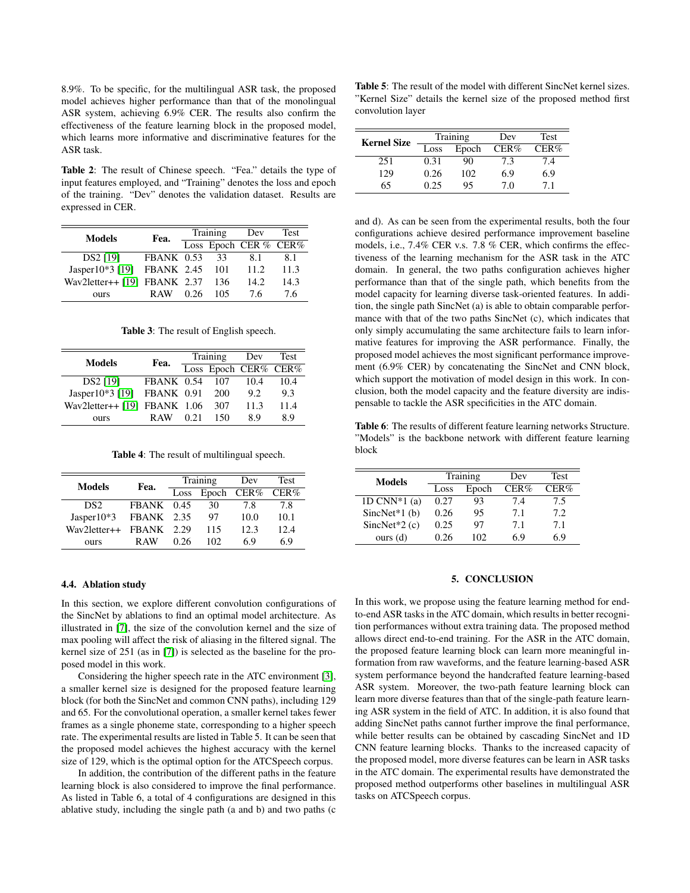8.9%. To be specific, for the multilingual ASR task, the proposed model achieves higher performance than that of the monolingual ASR system, achieving 6.9% CER. The results also confirm the effectiveness of the feature learning block in the proposed model, which learns more informative and discriminative features for the ASR task.

**Table 2**: The result of Chinese speech. "Fea." details the type of input features employed, and "Training" denotes the loss and epoch of the training. "Dev" denotes the validation dataset. Results are expressed in CER.

| Models | Fea. | Training | | Dev | Test |
|---|---|---|---|---|---|
| | | Loss | Epoch | CER % | CER% |
| DS2 [19] | FBANK | 0.53 | 33 | 8.1 | 8.1 |
| Jasper10*3 [19] | FBANK | 2.45 | 101 | 11.2 | 11.3 |
| Wav2letter++ [19] | FBANK | 2.37 | 136 | 14.2 | 14.3 |
| ours | RAW | 0.26 | 105 | 7.6 | 7.6 |

**Table 3**: The result of English speech.

| Models | Fea. | Training | | Dev | Test |
|---|---|---|---|---|---|
| | | Loss | Epoch | CER% | CER% |
| DS2 [19] | FBANK | 0.54 | 107 | 10.4 | 10.4 |
| Jasper10*3 [19] | FBANK | 0.91 | 200 | 9.2 | 9.3 |
| Wav2letter++ [19] | FBANK | 1.06 | 307 | 11.3 | 11.4 |
| ours | RAW | 0.21 | 150 | 8.9 | 8.9 |

**Table 4**: The result of multilingual speech.

| Models | Fea. | Training | | Dev | Test |
|---|---|---|---|---|---|
| | | Loss | Epoch | CER% | CER% |
| DS2 | FBANK | 0.45 | 30 | 7.8 | 7.8 |
| Jasper10*3 | FBANK | 2.35 | 97 | 10.0 | 10.1 |
| Wav2letter++ | FBANK | 2.29 | 115 | 12.3 | 12.4 |
| ours | RAW | 0.26 | 102 | 6.9 | 6.9 |

### 4.4. Ablation study

In this section, we explore different convolution configurations of the SincNet by ablations to find an optimal model architecture. As illustrated in [7], the size of the convolution kernel and the size of max pooling will affect the risk of aliasing in the filtered signal. The kernel size of 251 (as in [7]) is selected as the baseline for the proposed model in this work.

Considering the higher speech rate in the ATC environment [3], a smaller kernel size is designed for the proposed feature learning block (for both the SincNet and common CNN paths), including 129 and 65. For the convolutional operation, a smaller kernel takes fewer frames as a single phoneme state, corresponding to a higher speech rate. The experimental results are listed in Table 5. It can be seen that the proposed model achieves the highest accuracy with the kernel size of 129, which is the optimal option for the ATCSpeech corpus.

In addition, the contribution of the different paths in the feature learning block is also considered to improve the final performance. As listed in Table 6, a total of 4 configurations are designed in this ablative study, including the single path (a and b) and two paths (c and d). As can be seen from the experimental results, both the four configurations achieve desired performance improvement baseline models, i.e., 7.4% CER v.s. 7.8 % CER, which confirms the effectiveness of the learning mechanism for the ASR task in the ATC domain. In general, the two paths configuration achieves higher performance than that of the single path, which benefits from the model capacity for learning diverse task-oriented features. In addition, the single path SincNet (a) is able to obtain comparable performance with that of the two paths SincNet (c), which indicates that only simply accumulating the same architecture fails to learn informative features for improving the ASR performance. Finally, the proposed model achieves the most significant performance improvement (6.9% CER) by concatenating the SincNet and CNN block, which support the motivation of model design in this work. In conclusion, both the model capacity and the feature diversity are indispensable to tackle the ASR specificities in the ATC domain.

**Table 5**: The result of the model with different SincNet kernel sizes. "Kernel Size" details the kernel size of the proposed method first convolution layer

| Kernel Size | Training | | Dev | Test |
|---|---|---|---|---|
| | Loss | Epoch | CER% | CER% |
| 251 | 0.31 | 90 | 7.3 | 7.4 |
| 129 | 0.26 | 102 | 6.9 | 6.9 |
| 65 | 0.25 | 95 | 7.0 | 7.1 |

**Table 6**: The results of different feature learning networks Structure. "Models" is the backbone network with different feature learning block

| Models | Training | | Dev | Test |
|---|---|---|---|---|
| | Loss | Epoch | CER% | CER% |
| 1D CNN*1 (a) | 0.27 | 93 | 7.4 | 7.5 |
| SincNet*1 (b) | 0.26 | 95 | 7.1 | 7.2 |
| SincNet*2 (c) | 0.25 | 97 | 7.1 | 7.1 |
| ours (d) | 0.26 | 102 | 6.9 | 6.9 |

## 5. CONCLUSION

In this work, we propose using the feature learning method for end-to-end ASR tasks in the ATC domain, which results in better recognition performances without extra training data. The proposed method allows direct end-to-end training. For the ASR in the ATC domain, the proposed feature learning block can learn more meaningful information from raw waveforms, and the feature learning-based ASR system performance beyond the handcrafted feature learning-based ASR system. Moreover, the two-path feature learning block can learn more diverse features than that of the single-path feature learning ASR system in the field of ATC. In addition, it is also found that adding SincNet paths cannot further improve the final performance, while better results can be obtained by cascading SincNet and 1D CNN feature learning blocks. Thanks to the increased capacity of the proposed model, more diverse features can be learn in ASR tasks in the ATC domain. The experimental results have demonstrated the proposed method outperforms other baselines in multilingual ASR tasks on ATCSpeech corpus.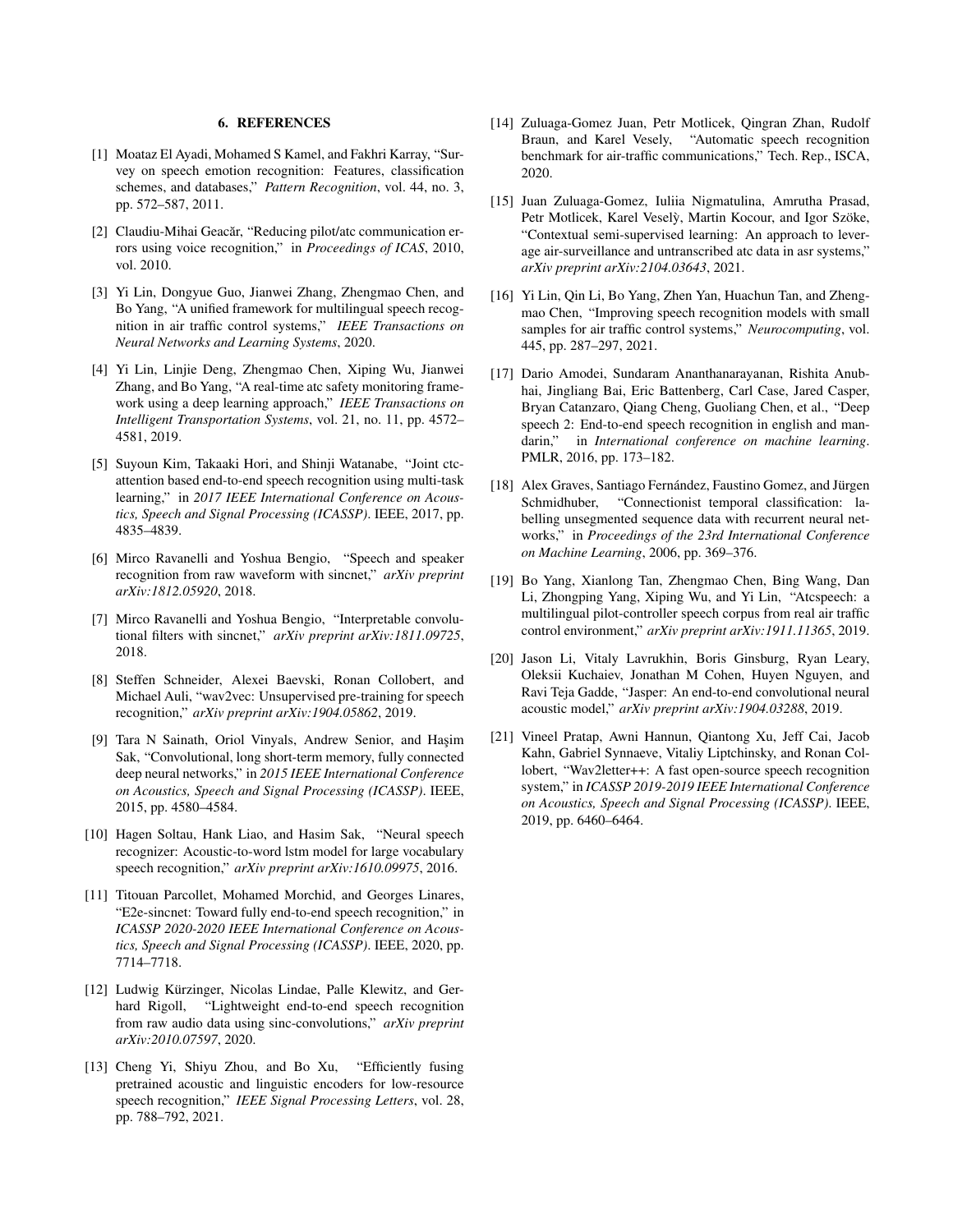## 6. REFERENCES

[1] Moataz El Ayadi, Mohamed S Kamel, and Fakhri Karray, "Survey on speech emotion recognition: Features, classification schemes, and databases," *Pattern Recognition*, vol. 44, no. 3, pp. 572–587, 2011.

[2] Claudiu-Mihai Geacăr, "Reducing pilot/atc communication errors using voice recognition," in *Proceedings of ICAS*, 2010, vol. 2010.

[3] Yi Lin, Dongyue Guo, Jianwei Zhang, Zhengmao Chen, and Bo Yang, "A unified framework for multilingual speech recognition in air traffic control systems," *IEEE Transactions on Neural Networks and Learning Systems*, 2020.

[4] Yi Lin, Linjie Deng, Zhengmao Chen, Xiping Wu, Jianwei Zhang, and Bo Yang, "A real-time atc safety monitoring framework using a deep learning approach," *IEEE Transactions on Intelligent Transportation Systems*, vol. 21, no. 11, pp. 4572–4581, 2019.

[5] Suyoun Kim, Takaaki Hori, and Shinji Watanabe, "Joint ctc-attention based end-to-end speech recognition using multi-task learning," in *2017 IEEE International Conference on Acoustics, Speech and Signal Processing (ICASSP)*. IEEE, 2017, pp. 4835–4839.

[6] Mirco Ravanelli and Yoshua Bengio, "Speech and speaker recognition from raw waveform with sincnet," *arXiv preprint arXiv:1812.05920*, 2018.

[7] Mirco Ravanelli and Yoshua Bengio, "Interpretable convolutional filters with sincnet," *arXiv preprint arXiv:1811.09725*, 2018.

[8] Steffen Schneider, Alexei Baevski, Ronan Collobert, and Michael Auli, "wav2vec: Unsupervised pre-training for speech recognition," *arXiv preprint arXiv:1904.05862*, 2019.

[9] Tara N Sainath, Oriol Vinyals, Andrew Senior, and Haşim Sak, "Convolutional, long short-term memory, fully connected deep neural networks," in *2015 IEEE International Conference on Acoustics, Speech and Signal Processing (ICASSP)*. IEEE, 2015, pp. 4580–4584.

[10] Hagen Soltau, Hank Liao, and Hasim Sak, "Neural speech recognizer: Acoustic-to-word lstm model for large vocabulary speech recognition," *arXiv preprint arXiv:1610.09975*, 2016.

[11] Titouan Parcollet, Mohamed Morchid, and Georges Linares, "E2e-sincnet: Toward fully end-to-end speech recognition," in *ICASSP 2020-2020 IEEE International Conference on Acoustics, Speech and Signal Processing (ICASSP)*. IEEE, 2020, pp. 7714–7718.

[12] Ludwig Kürzinger, Nicolas Lindae, Palle Klewitz, and Gerhard Rigoll, "Lightweight end-to-end speech recognition from raw audio data using sinc-convolutions," *arXiv preprint arXiv:2010.07597*, 2020.

[13] Cheng Yi, Shiyu Zhou, and Bo Xu, "Efficiently fusing pretrained acoustic and linguistic encoders for low-resource speech recognition," *IEEE Signal Processing Letters*, vol. 28, pp. 788–792, 2021.

[14] Zuluaga-Gomez Juan, Petr Motlicek, Qingran Zhan, Rudolf Braun, and Karel Vesely, "Automatic speech recognition benchmark for air-traffic communications," Tech. Rep., ISCA, 2020.

[15] Juan Zuluaga-Gomez, Iuliia Nigmatulina, Amrutha Prasad, Petr Motlicek, Karel Vesely̌, Martin Kocour, and Igor Szöke, "Contextual semi-supervised learning: An approach to leverage air-surveillance and untranscribed atc data in asr systems," *arXiv preprint arXiv:2104.03643*, 2021.

[16] Yi Lin, Qin Li, Bo Yang, Zhen Yan, Huachun Tan, and Zhengmao Chen, "Improving speech recognition models with small samples for air traffic control systems," *Neurocomputing*, vol. 445, pp. 287–297, 2021.

[17] Dario Amodei, Sundaram Ananthanarayanan, Rishita Anubhai, Jingliang Bai, Eric Battenberg, Carl Case, Jared Casper, Bryan Catanzaro, Qiang Cheng, Guoliang Chen, et al., "Deep speech 2: End-to-end speech recognition in english and mandarin," in *International conference on machine learning*. PMLR, 2016, pp. 173–182.

[18] Alex Graves, Santiago Fernández, Faustino Gomez, and Jürgen Schmidhuber, "Connectionist temporal classification: labelling unsegmented sequence data with recurrent neural networks," in *Proceedings of the 23rd International Conference on Machine Learning*, 2006, pp. 369–376.

[19] Bo Yang, Xianlong Tan, Zhengmao Chen, Bing Wang, Dan Li, Zhongping Yang, Xiping Wu, and Yi Lin, "Atcspeech: a multilingual pilot-controller speech corpus from real air traffic control environment," *arXiv preprint arXiv:1911.11365*, 2019.

[20] Jason Li, Vitaly Lavrukhin, Boris Ginsburg, Ryan Leary, Oleksii Kuchaiev, Jonathan M Cohen, Huyen Nguyen, and Ravi Teja Gadde, "Jasper: An end-to-end convolutional neural acoustic model," *arXiv preprint arXiv:1904.03288*, 2019.

[21] Vineel Pratap, Awni Hannun, Qiantong Xu, Jeff Cai, Jacob Kahn, Gabriel Synnaeve, Vitaliy Liptchinsky, and Ronan Collobert, "Wav2letter++: A fast open-source speech recognition system," in *ICASSP 2019-2019 IEEE International Conference on Acoustics, Speech and Signal Processing (ICASSP)*. IEEE, 2019, pp. 6460–6464.